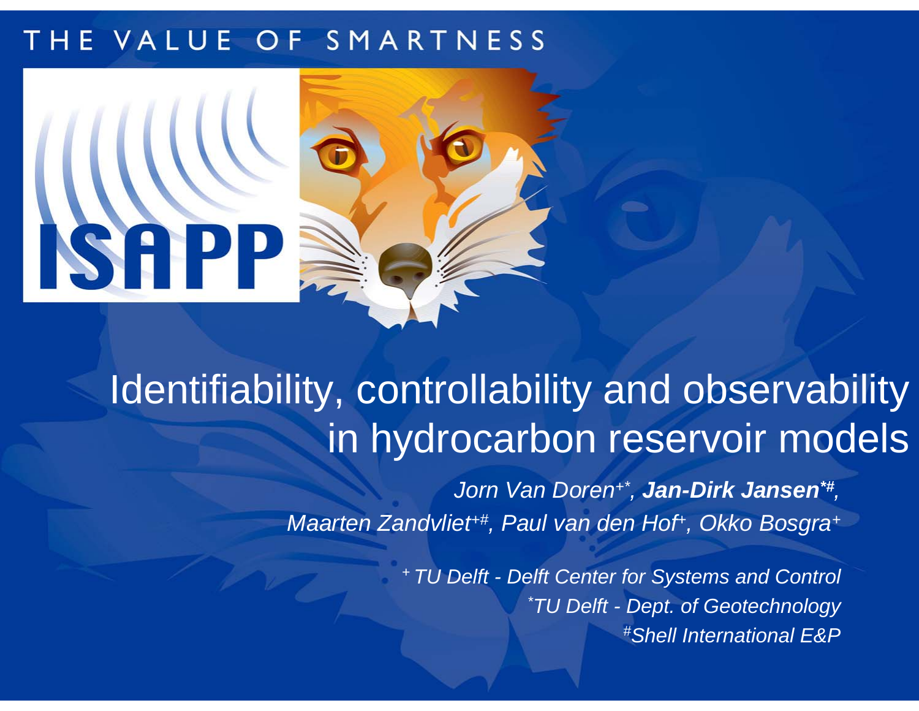THE VALUE OF SMARTNESS

ISAPP

# Identifiability, controllability and observability in hydrocarbon reservoir models

*Jorn Van Doren*[+*], ***Jan-Dirk Jansen***[*#], *Maarten Zandvliet*[+#], *Paul van den Hof*[+], *Okko Bosgra*[+]

[+] *TU Delft - Delft Center for Systems and Control*
[*] *TU Delft - Dept. of Geotechnology*
[#] *Shell International E&P*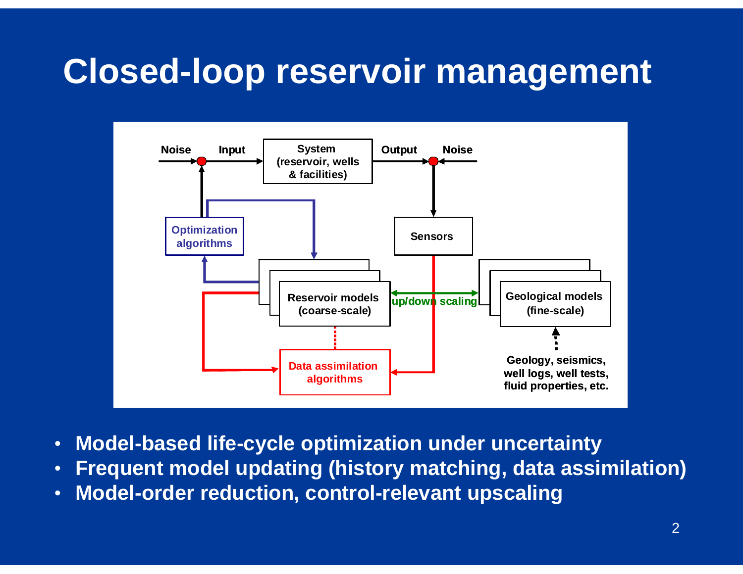# Closed-loop reservoir management

Noise → Input → System (reservoir, wells & facilities) → Output → Noise

Optimization algorithms

Sensors

Reservoir models (coarse-scale)

up/down scaling

Geological models (fine-scale)

Data assimilation algorithms

Geology, seismics, well logs, well tests, fluid properties, etc.

- Model-based life-cycle optimization under uncertainty
- Frequent model updating (history matching, data assimilation)
- Model-order reduction, control-relevant upscaling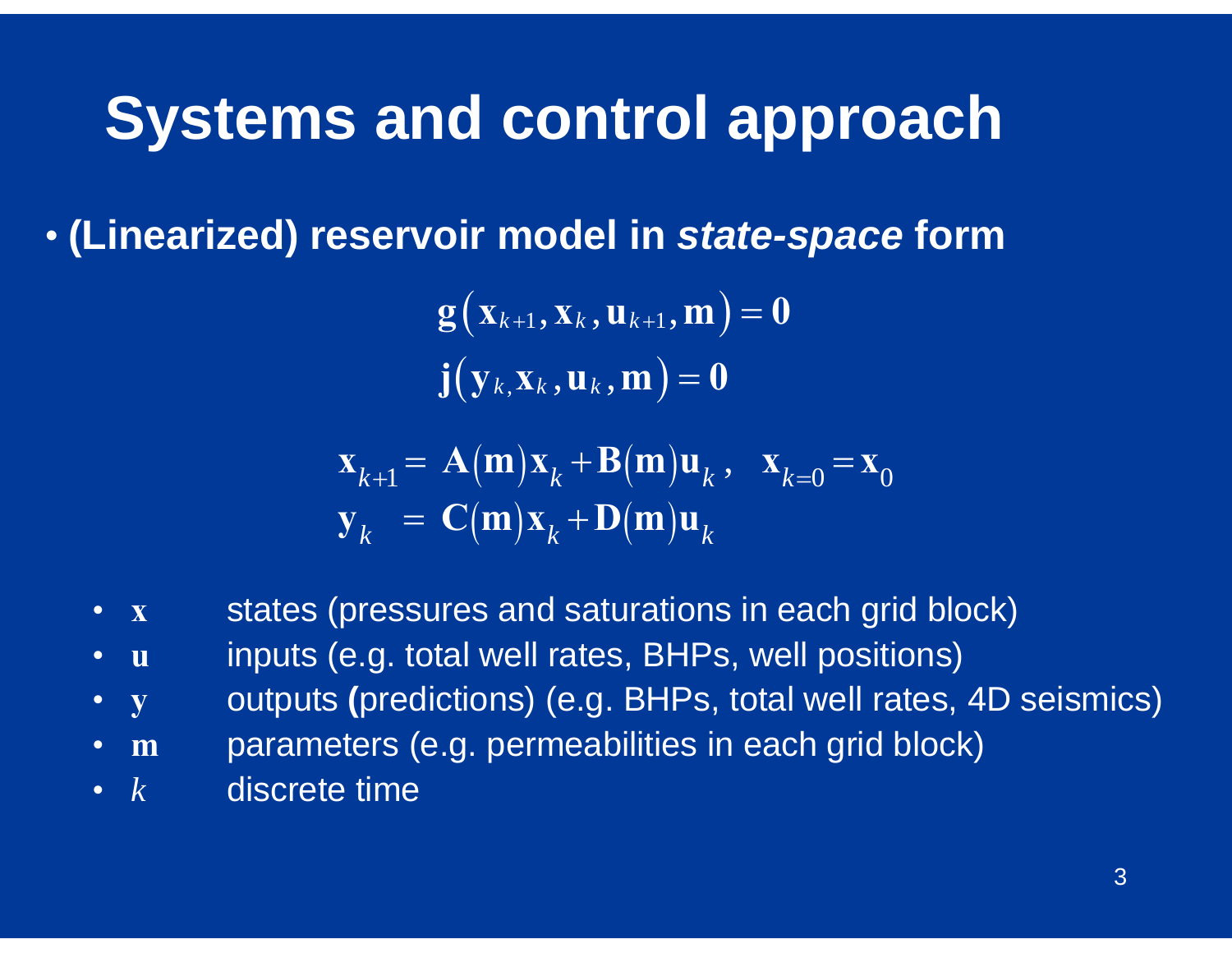# Systems and control approach

- **(Linearized) reservoir model in *state-space* form**

$$\mathbf{g}\left(\mathbf{x}_{k+1}, \mathbf{x}_k, \mathbf{u}_{k+1}, \mathbf{m}\right) = \mathbf{0}$$

$$\mathbf{j}\left(\mathbf{y}_{k,} \mathbf{x}_k, \mathbf{u}_k, \mathbf{m}\right) = \mathbf{0}$$

$$\begin{aligned} \mathbf{x}_{k+1} &= \mathbf{A}(\mathbf{m})\mathbf{x}_k + \mathbf{B}(\mathbf{m})\mathbf{u}_k , \quad \mathbf{x}_{k=0} = \mathbf{x}_0 \\ \mathbf{y}_k &= \mathbf{C}(\mathbf{m})\mathbf{x}_k + \mathbf{D}(\mathbf{m})\mathbf{u}_k \end{aligned}$$

- $\mathbf{x}$ states (pressures and saturations in each grid block)
- $\mathbf{u}$ inputs (e.g. total well rates, BHPs, well positions)
- $\mathbf{y}$ outputs **(**predictions) (e.g. BHPs, total well rates, 4D seismics)
- $\mathbf{m}$ parameters (e.g. permeabilities in each grid block)
- $k$ discrete time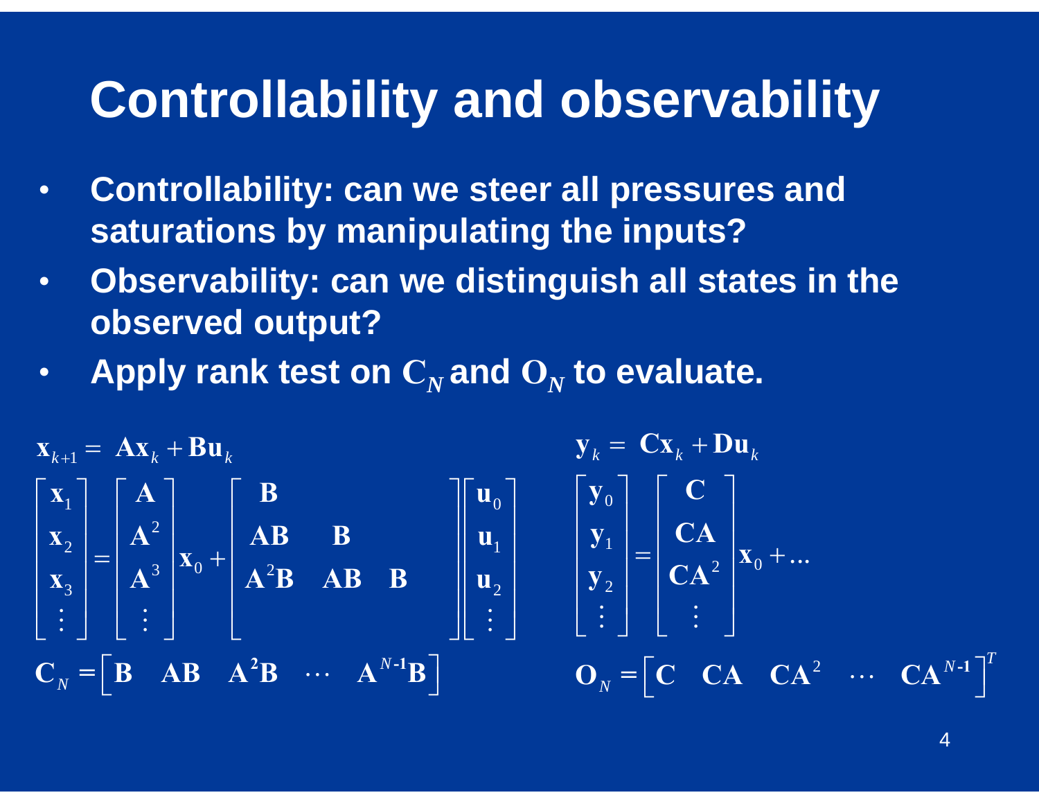# Controllability and observability

- **Controllability: can we steer all pressures and saturations by manipulating the inputs?**
- **Observability: can we distinguish all states in the observed output?**
- **Apply rank test on $\mathbf{C}_N$ and $\mathbf{O}_N$ to evaluate.**

$$\mathbf{x}_{k+1} = \mathbf{A}\mathbf{x}_k + \mathbf{B}\mathbf{u}_k$$

$$\begin{bmatrix} \mathbf{x}_1 \\ \mathbf{x}_2 \\ \mathbf{x}_3 \\ \vdots \end{bmatrix} = \begin{bmatrix} \mathbf{A} \\ \mathbf{A}^2 \\ \mathbf{A}^3 \\ \vdots \end{bmatrix} \mathbf{x}_0 + \begin{bmatrix} \mathbf{B} & & & \\ \mathbf{A}\mathbf{B} & \mathbf{B} & & \\ \mathbf{A}^2\mathbf{B} & \mathbf{A}\mathbf{B} & \mathbf{B} & \\ & & & \ddots \end{bmatrix} \begin{bmatrix} \mathbf{u}_0 \\ \mathbf{u}_1 \\ \mathbf{u}_2 \\ \vdots \end{bmatrix}$$

$$\mathbf{C}_N = \begin{bmatrix} \mathbf{B} & \mathbf{A}\mathbf{B} & \mathbf{A}^2\mathbf{B} & \cdots & \mathbf{A}^{N\text{-}1}\mathbf{B} \end{bmatrix}$$

$$\mathbf{y}_k = \mathbf{C}\mathbf{x}_k + \mathbf{D}\mathbf{u}_k$$

$$\begin{bmatrix} \mathbf{y}_0 \\ \mathbf{y}_1 \\ \mathbf{y}_2 \\ \vdots \end{bmatrix} = \begin{bmatrix} \mathbf{C} \\ \mathbf{C}\mathbf{A} \\ \mathbf{C}\mathbf{A}^2 \\ \vdots \end{bmatrix} \mathbf{x}_0 + \ldots$$

$$\mathbf{O}_N = \begin{bmatrix} \mathbf{C} & \mathbf{C}\mathbf{A} & \mathbf{C}\mathbf{A}^2 & \cdots & \mathbf{C}\mathbf{A}^{N\text{-}1} \end{bmatrix}^T$$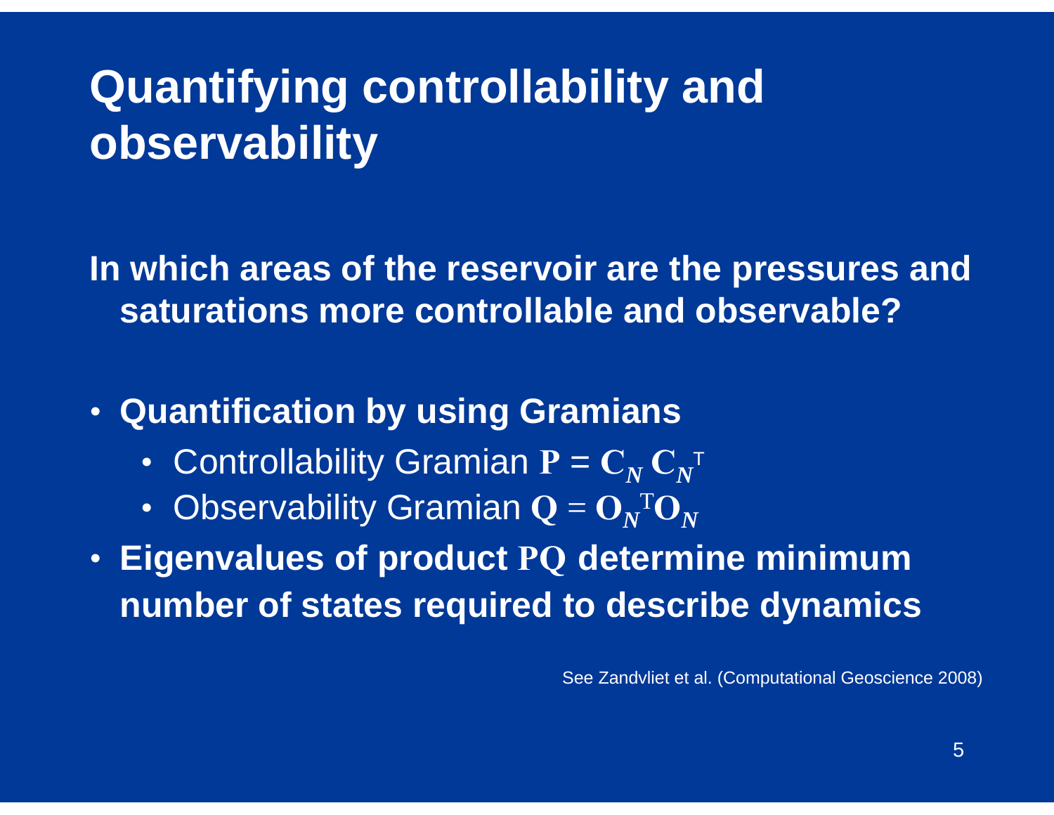# Quantifying controllability and observability

**In which areas of the reservoir are the pressures and saturations more controllable and observable?**

- **Quantification by using Gramians**
  - Controllability Gramian $\mathbf{P} = \mathbf{C}_N \mathbf{C}_N^{\mathrm{T}}$
  - Observability Gramian $\mathbf{Q} = \mathbf{O}_N^{\mathrm{T}} \mathbf{O}_N$
- **Eigenvalues of product $\mathbf{PQ}$ determine minimum number of states required to describe dynamics**

See Zandvliet et al. (Computational Geoscience 2008)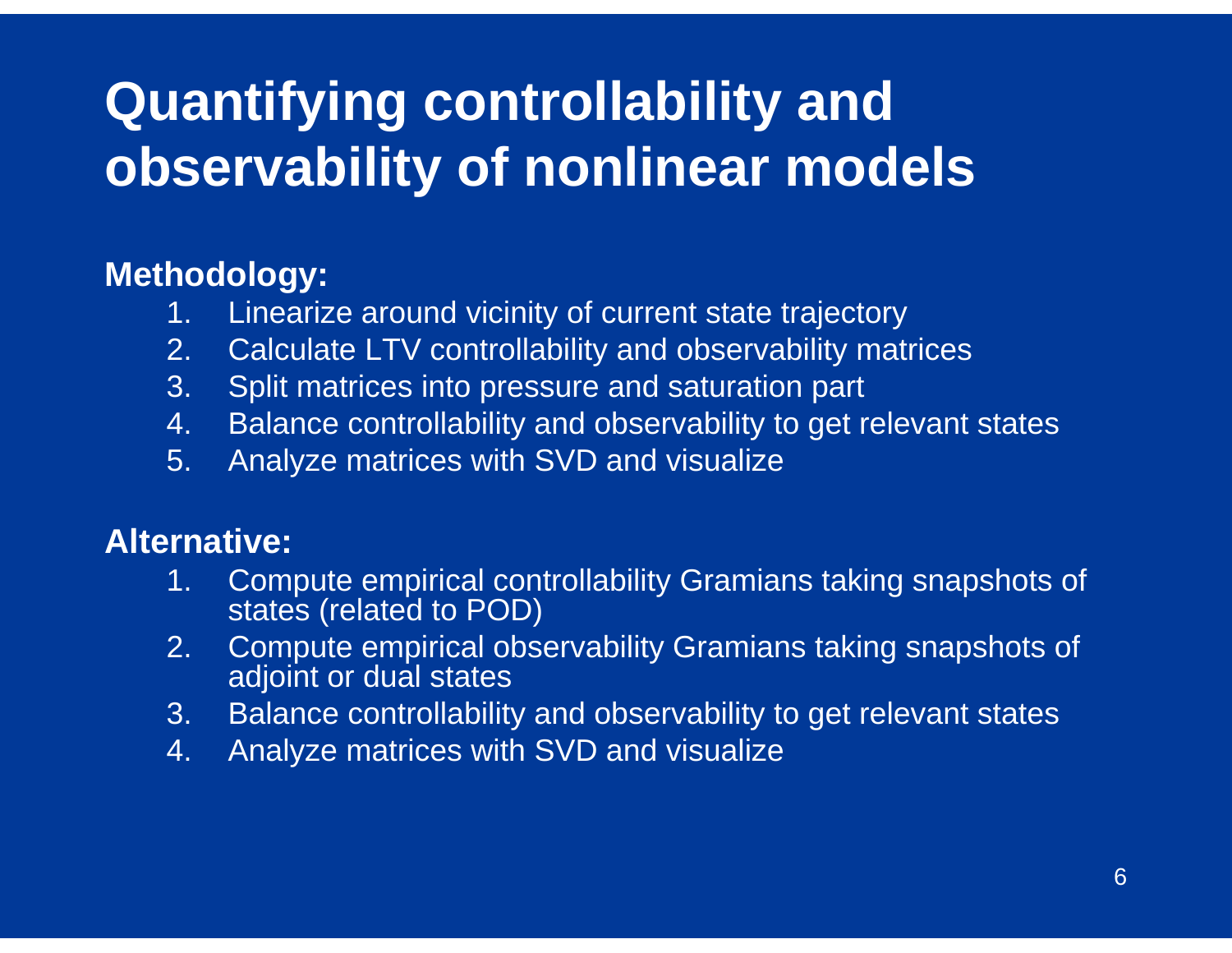# Quantifying controllability and observability of nonlinear models

**Methodology:**

1. Linearize around vicinity of current state trajectory
2. Calculate LTV controllability and observability matrices
3. Split matrices into pressure and saturation part
4. Balance controllability and observability to get relevant states
5. Analyze matrices with SVD and visualize

**Alternative:**

1. Compute empirical controllability Gramians taking snapshots of states (related to POD)
2. Compute empirical observability Gramians taking snapshots of adjoint or dual states
3. Balance controllability and observability to get relevant states
4. Analyze matrices with SVD and visualize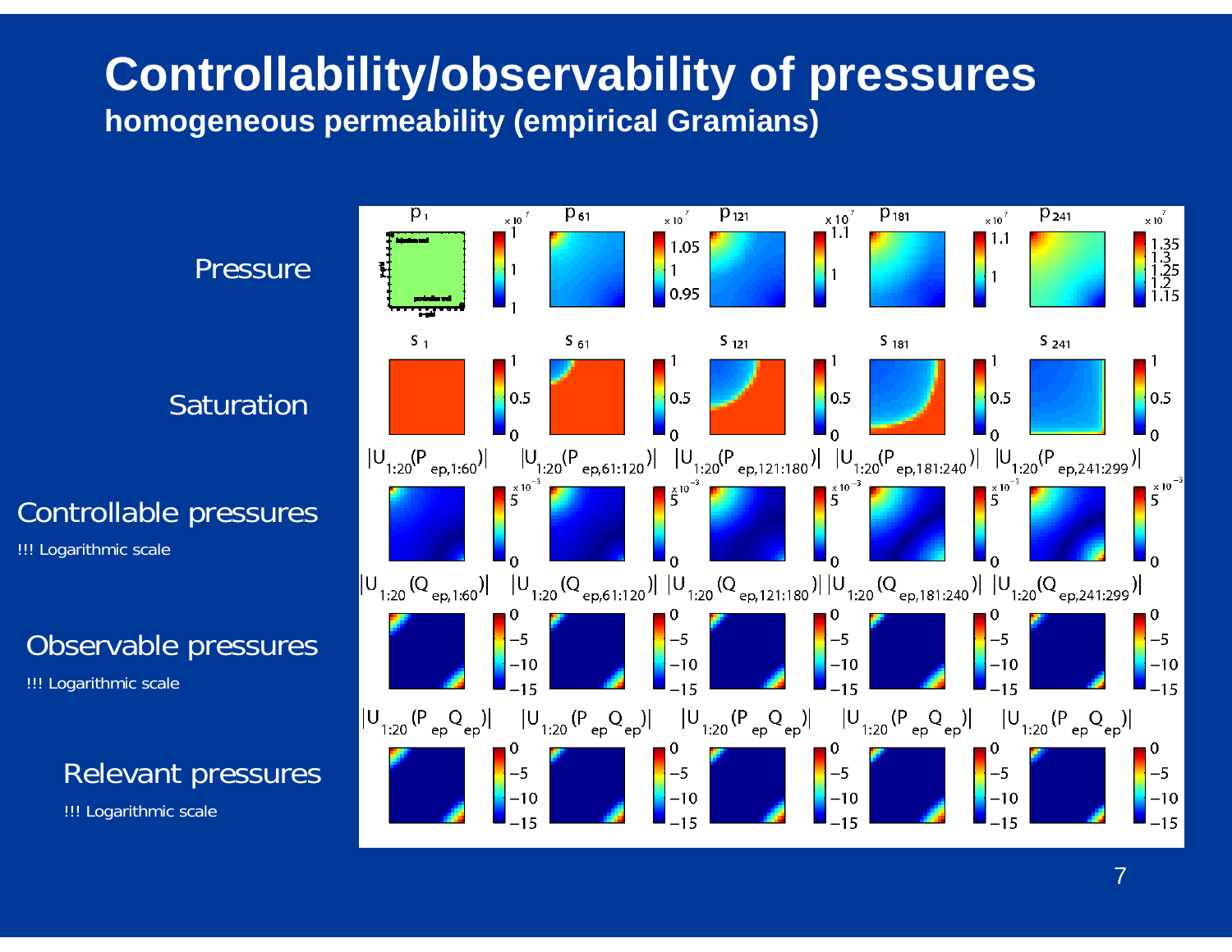# Controllability/observability of pressures

**homogeneous permeability (empirical Gramians)**

Pressure

Saturation

Controllable pressures

!!! Logarithmic scale

Observable pressures

!!! Logarithmic scale

Relevant pressures

!!! Logarithmic scale

$p_1$ $p_{61}$ $p_{121}$ $p_{181}$ $p_{241}$

$s_1$ $s_{61}$ $s_{121}$ $s_{181}$ $s_{241}$

$|U_{1:20}(P_{ep,1:60})|$ $|U_{1:20}(P_{ep,61:120})|$ $|U_{1:20}(P_{ep,121:180})|$ $|U_{1:20}(P_{ep,181:240})|$ $|U_{1:20}(P_{ep,241:299})|$

$|U_{1:20}(Q_{ep,1:60})|$ $|U_{1:20}(Q_{ep,61:120})|$ $|U_{1:20}(Q_{ep,121:180})|$ $|U_{1:20}(Q_{ep,181:240})|$ $|U_{1:20}(Q_{ep,241:299})|$

$|U_{1:20}(P_{ep}Q_{ep})|$ $|U_{1:20}(P_{ep}Q_{ep})|$ $|U_{1:20}(P_{ep}Q_{ep})|$ $|U_{1:20}(P_{ep}Q_{ep})|$ $|U_{1:20}(P_{ep}Q_{ep})|$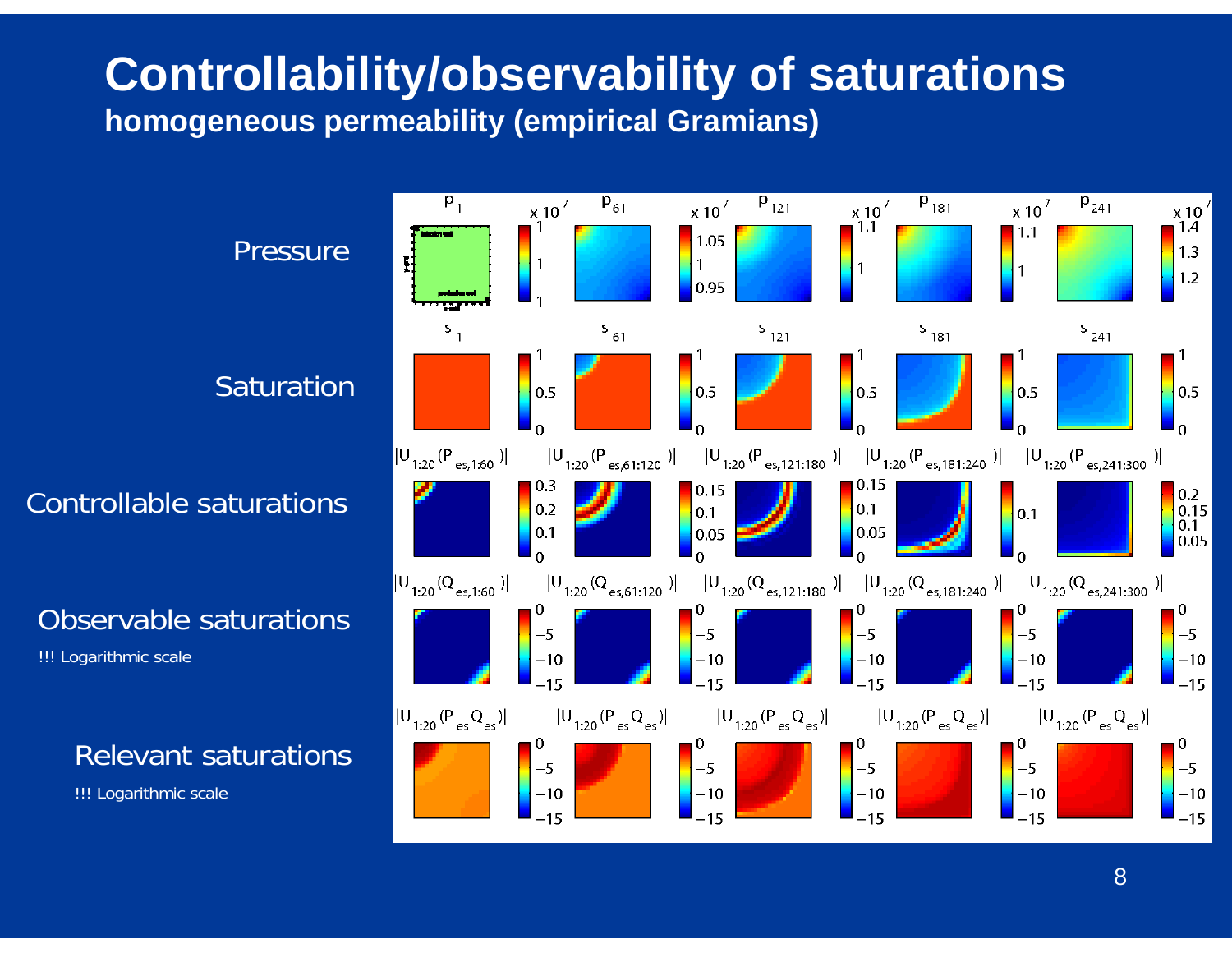# Controllability/observability of saturations

**homogeneous permeability (empirical Gramians)**

Pressure

Saturation

Controllable saturations

Observable saturations

!!! Logarithmic scale

Relevant saturations

!!! Logarithmic scale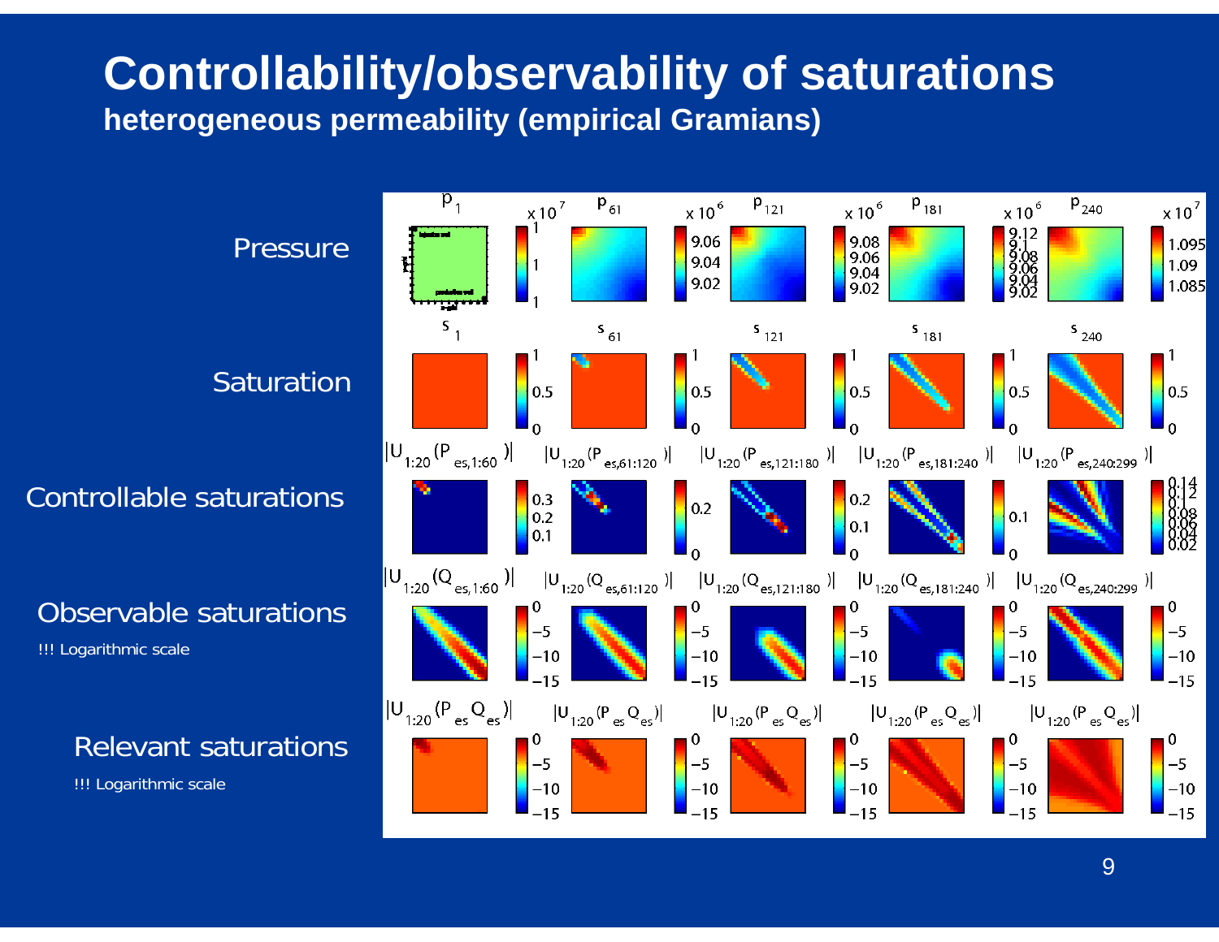# Controllability/observability of saturations

**heterogeneous permeability (empirical Gramians)**

Pressure

Saturation

Controllable saturations

Observable saturations

!!! Logarithmic scale

Relevant saturations

!!! Logarithmic scale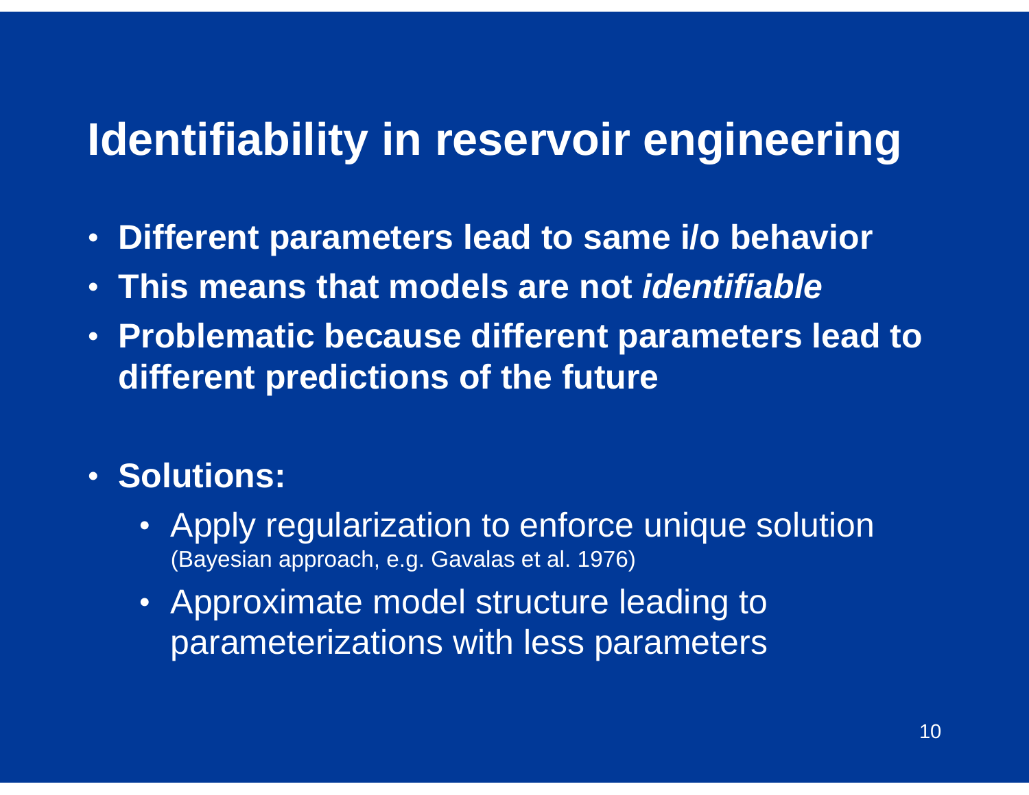# Identifiability in reservoir engineering

- **Different parameters lead to same i/o behavior**
- **This means that models are not *identifiable***
- **Problematic because different parameters lead to different predictions of the future**

- **Solutions:**
  - Apply regularization to enforce unique solution (Bayesian approach, e.g. Gavalas et al. 1976)
  - Approximate model structure leading to parameterizations with less parameters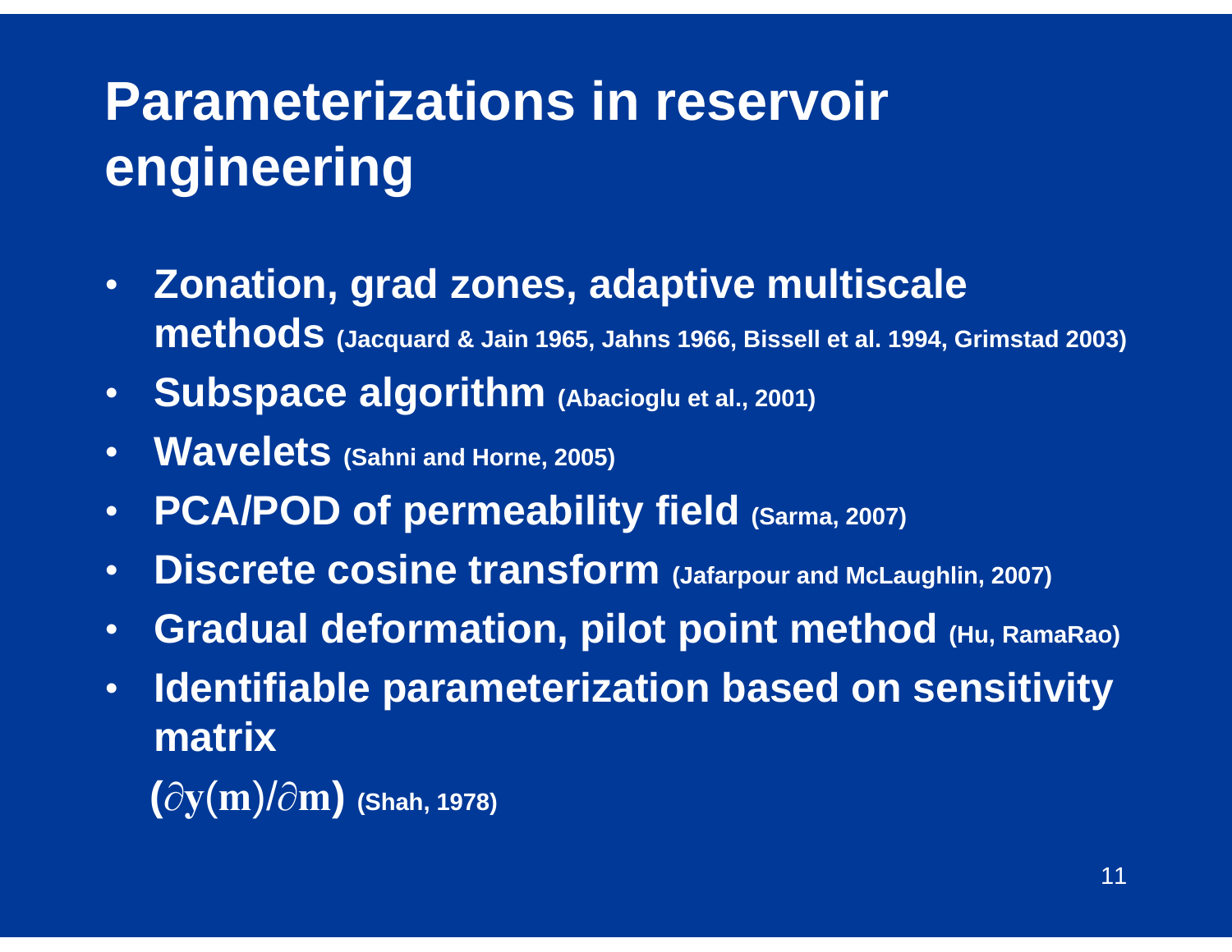# Parameterizations in reservoir engineering

- **Zonation, grad zones, adaptive multiscale methods** (Jacquard & Jain 1965, Jahns 1966, Bissell et al. 1994, Grimstad 2003)
- **Subspace algorithm** (Abacioglu et al., 2001)
- **Wavelets** (Sahni and Horne, 2005)
- **PCA/POD of permeability field** (Sarma, 2007)
- **Discrete cosine transform** (Jafarpour and McLaughlin, 2007)
- **Gradual deformation, pilot point method** (Hu, RamaRao)
- **Identifiable parameterization based on sensitivity matrix** $(\partial \mathbf{y}(\mathbf{m})/\partial \mathbf{m})$ (Shah, 1978)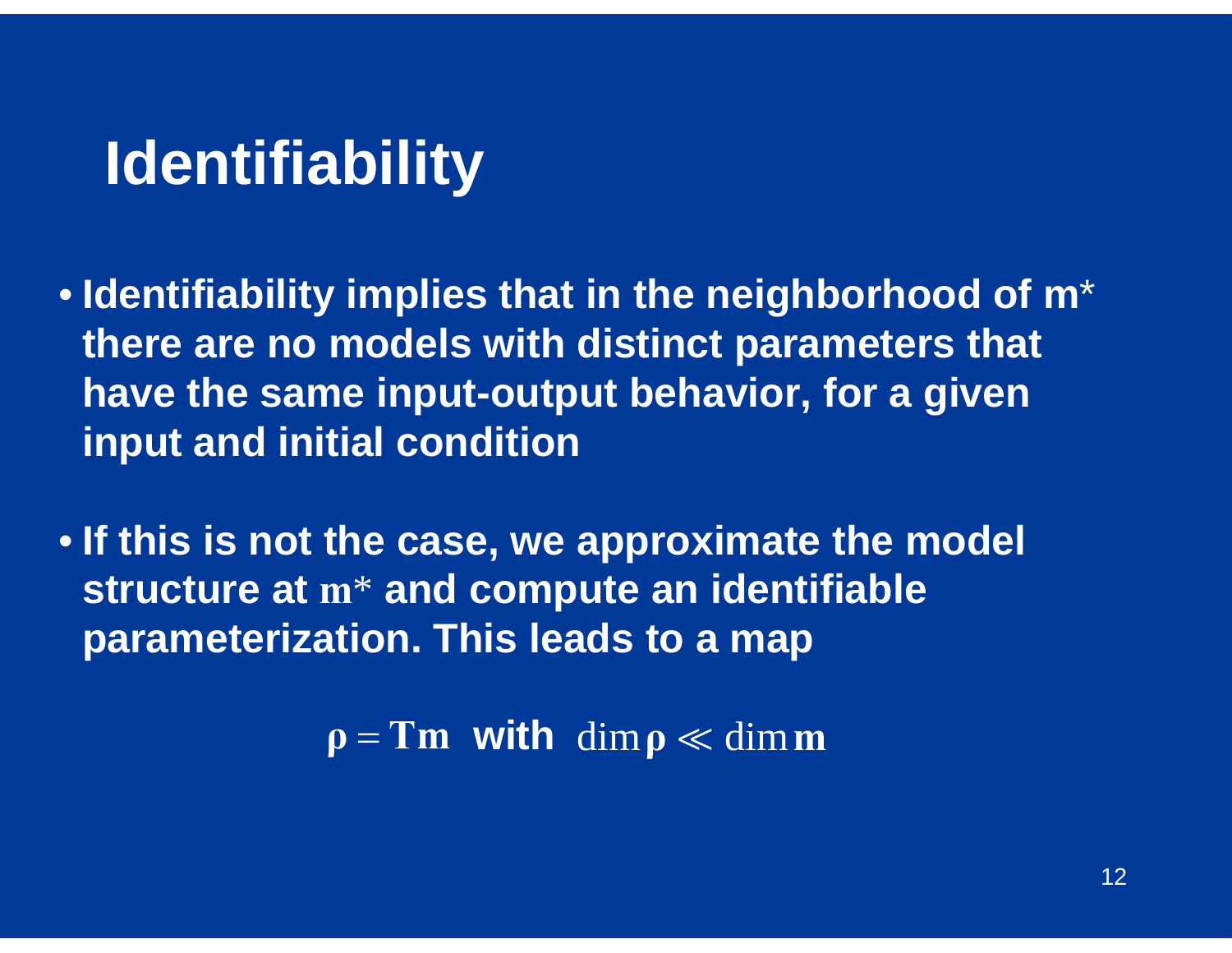# Identifiability

- Identifiability implies that in the neighborhood of $\mathbf{m}^*$ there are no models with distinct parameters that have the same input-output behavior, for a given input and initial condition

- If this is not the case, we approximate the model structure at $\mathbf{m}^*$ and compute an identifiable parameterization. This leads to a map

$$\boldsymbol{\rho} = \mathbf{T}\mathbf{m} \quad \textbf{with} \quad \dim \boldsymbol{\rho} \ll \dim \mathbf{m}$$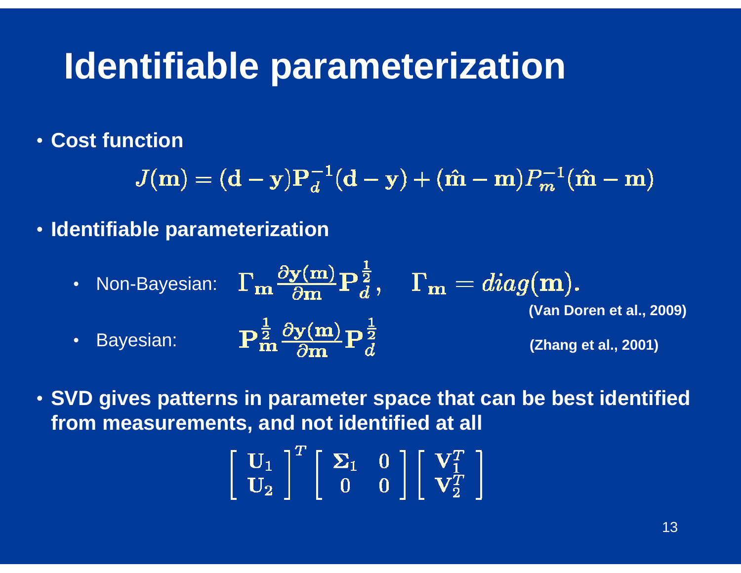# Identifiable parameterization

- **Cost function**

$$J(\mathbf{m}) = (\mathbf{d} - \mathbf{y})\mathbf{P}_d^{-1}(\mathbf{d} - \mathbf{y}) + (\hat{\mathbf{m}} - \mathbf{m})P_m^{-1}(\hat{\mathbf{m}} - \mathbf{m})$$

- **Identifiable parameterization**
  - Non-Bayesian: $\Gamma_{\mathbf{m}} \frac{\partial \mathbf{y}(\mathbf{m})}{\partial \mathbf{m}} \mathbf{P}_d^{\frac{1}{2}}, \quad \Gamma_{\mathbf{m}} = diag(\mathbf{m}).$ **(Van Doren et al., 2009)**
  - Bayesian: $\mathbf{P}_{\mathbf{m}}^{\frac{1}{2}} \frac{\partial \mathbf{y}(\mathbf{m})}{\partial \mathbf{m}} \mathbf{P}_d^{\frac{1}{2}}$ **(Zhang et al., 2001)**

- **SVD gives patterns in parameter space that can be best identified from measurements, and not identified at all**

$$\begin{bmatrix} \mathbf{U}_1 \\ \mathbf{U}_2 \end{bmatrix}^T \begin{bmatrix} \mathbf{\Sigma}_1 & 0 \\ 0 & 0 \end{bmatrix} \begin{bmatrix} \mathbf{V}_1^T \\ \mathbf{V}_2^T \end{bmatrix}$$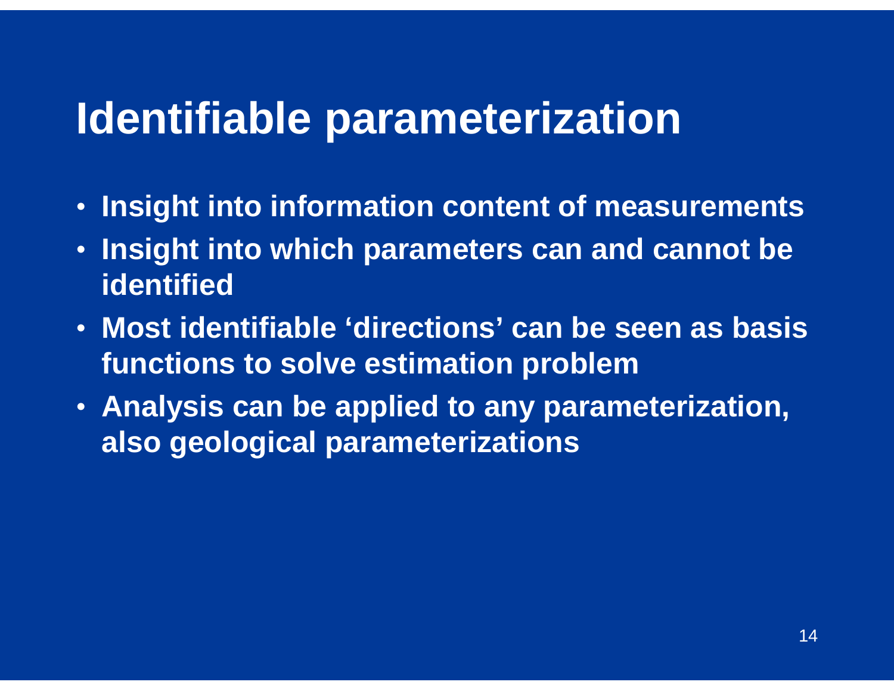# Identifiable parameterization

- Insight into information content of measurements
- Insight into which parameters can and cannot be identified
- Most identifiable 'directions' can be seen as basis functions to solve estimation problem
- Analysis can be applied to any parameterization, also geological parameterizations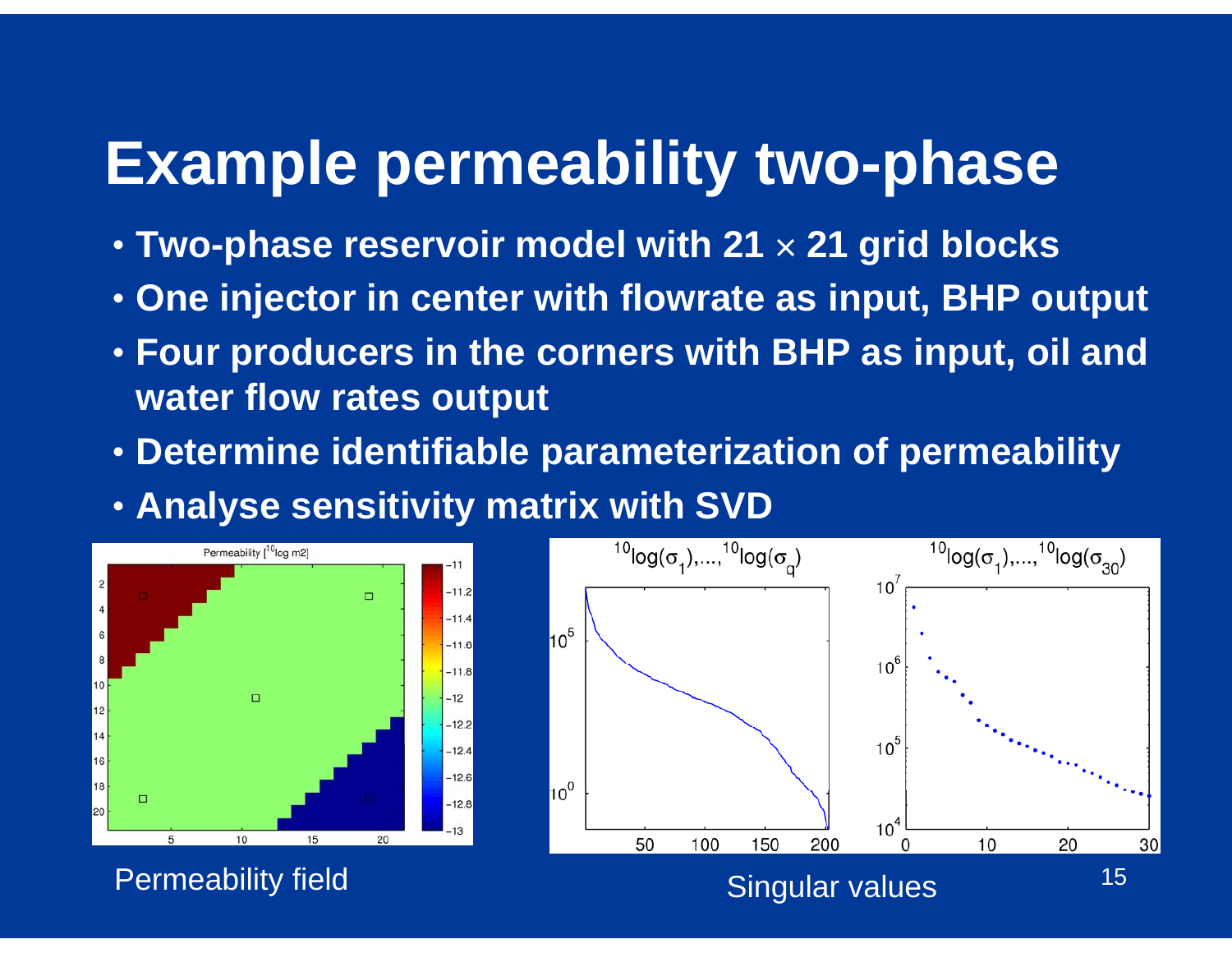# Example permeability two-phase

- Two-phase reservoir model with 21 × 21 grid blocks
- One injector in center with flowrate as input, BHP output
- Four producers in the corners with BHP as input, oil and water flow rates output
- Determine identifiable parameterization of permeability
- Analyse sensitivity matrix with SVD

Permeability field

Singular values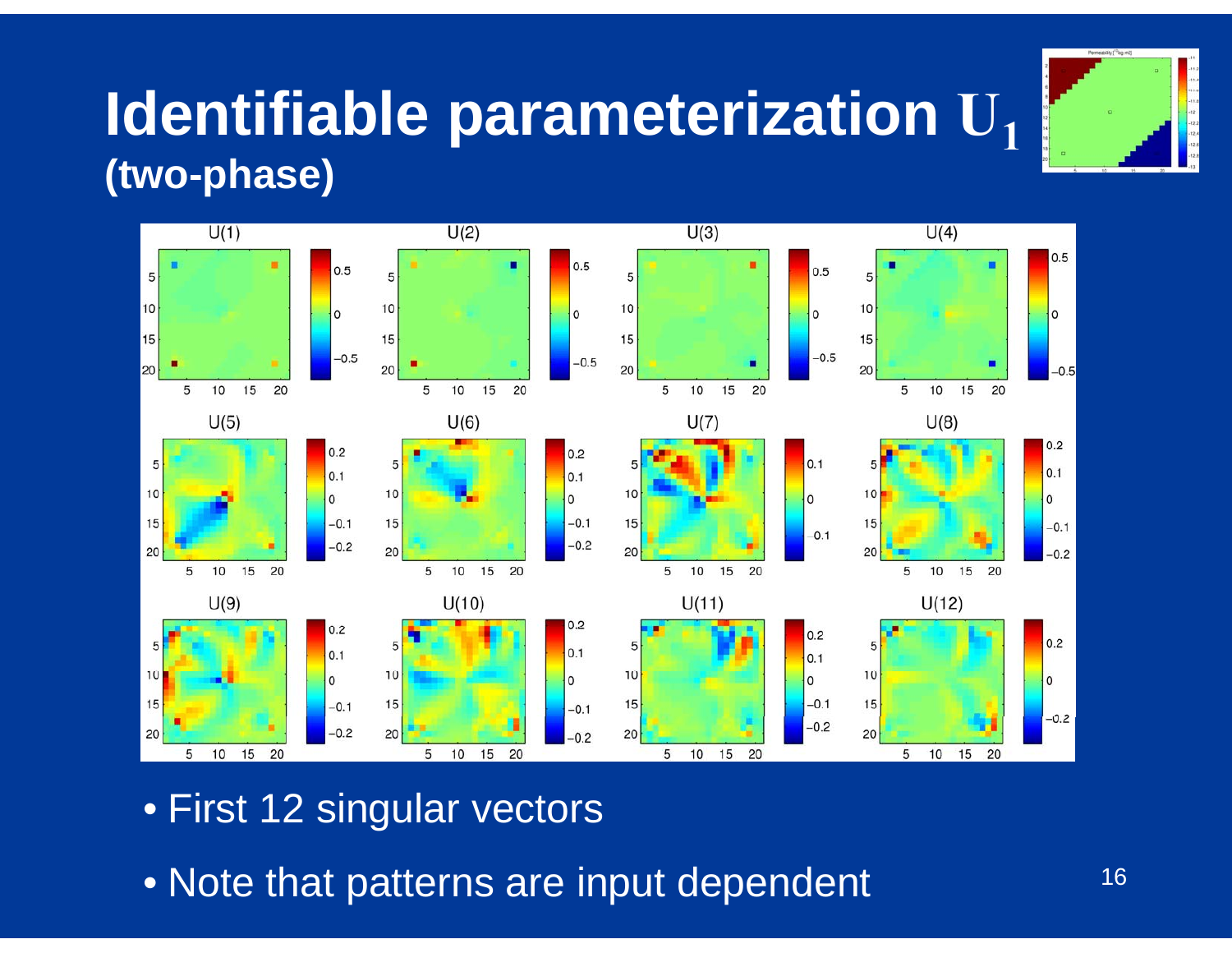# Identifiable parameterization $U_1$ (two-phase)

- First 12 singular vectors
- Note that patterns are input dependent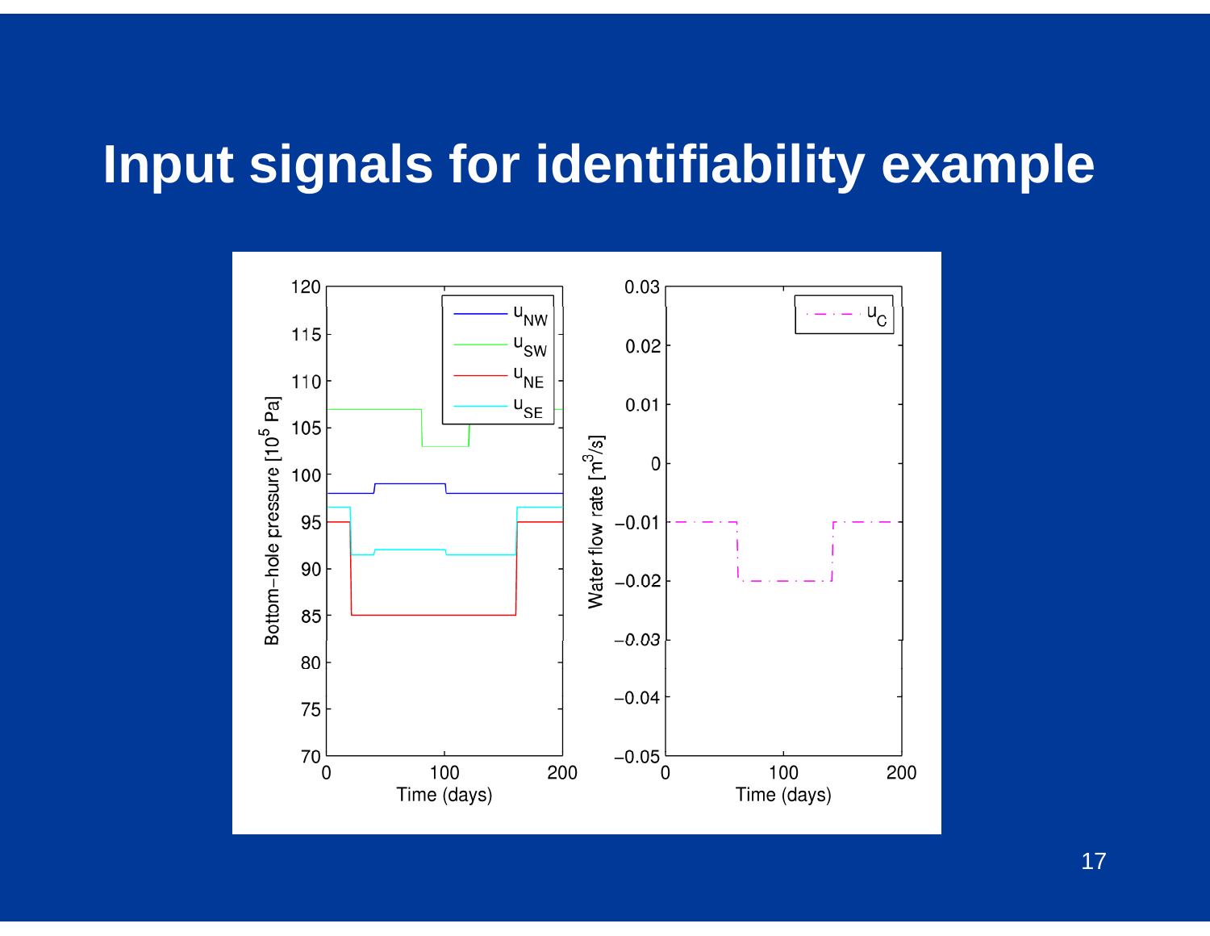# Input signals for identifiability example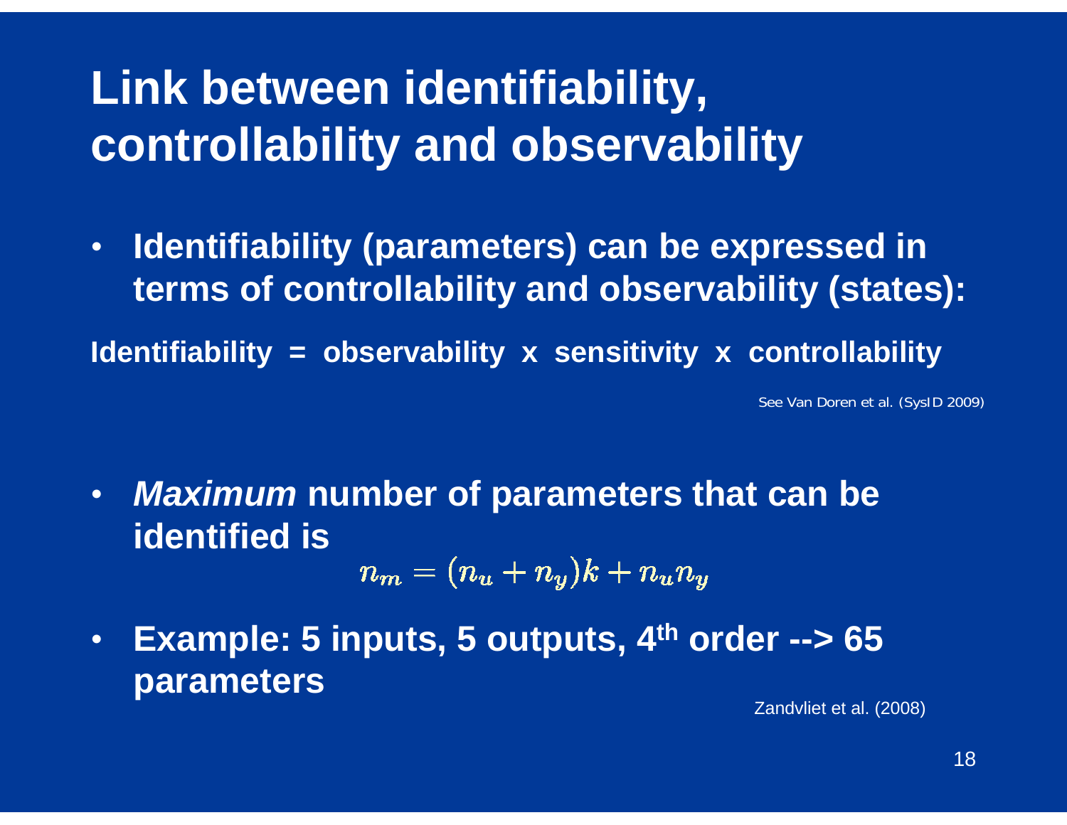# Link between identifiability, controllability and observability

- **Identifiability (parameters) can be expressed in terms of controllability and observability (states):**

**Identifiability = observability x sensitivity x controllability**

See Van Doren et al. (SysID 2009)

- ***Maximum*** **number of parameters that can be identified is**

$$n_m = (n_u + n_y)k + n_u n_y$$

- **Example: 5 inputs, 5 outputs, 4th order --> 65 parameters**

Zandvliet et al. (2008)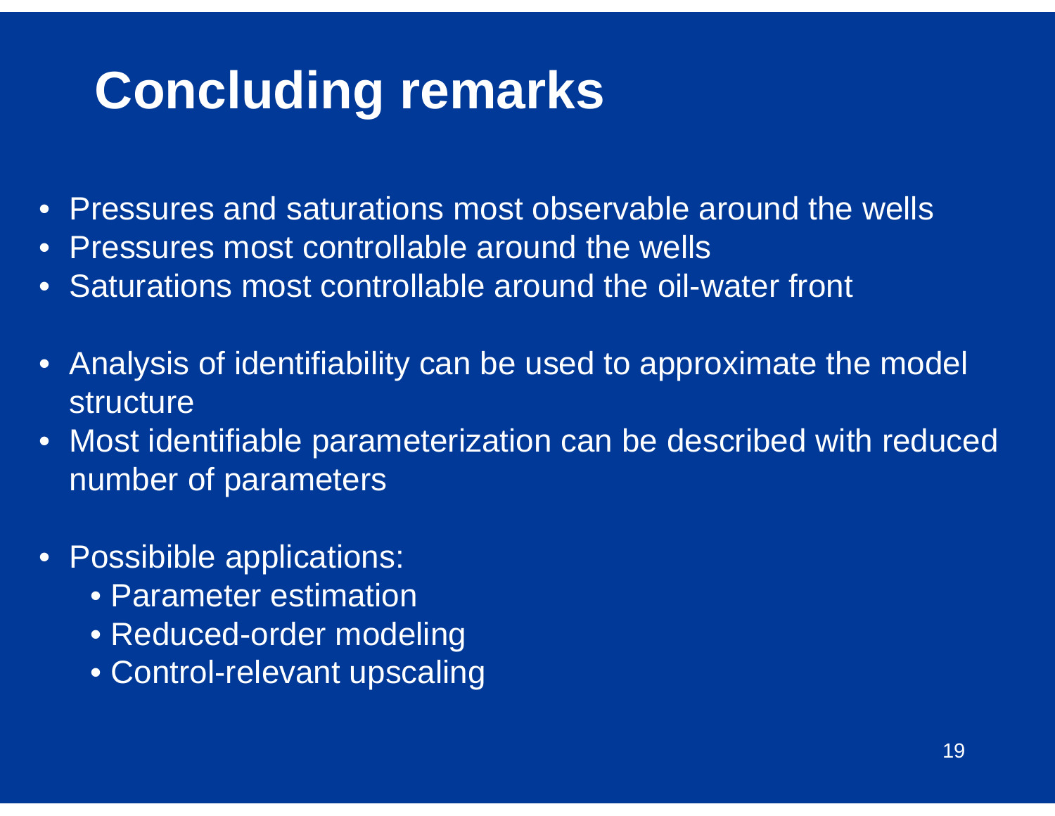# Concluding remarks

- Pressures and saturations most observable around the wells
- Pressures most controllable around the wells
- Saturations most controllable around the oil-water front

- Analysis of identifiability can be used to approximate the model structure
- Most identifiable parameterization can be described with reduced number of parameters

- Possibible applications:
  - Parameter estimation
  - Reduced-order modeling
  - Control-relevant upscaling